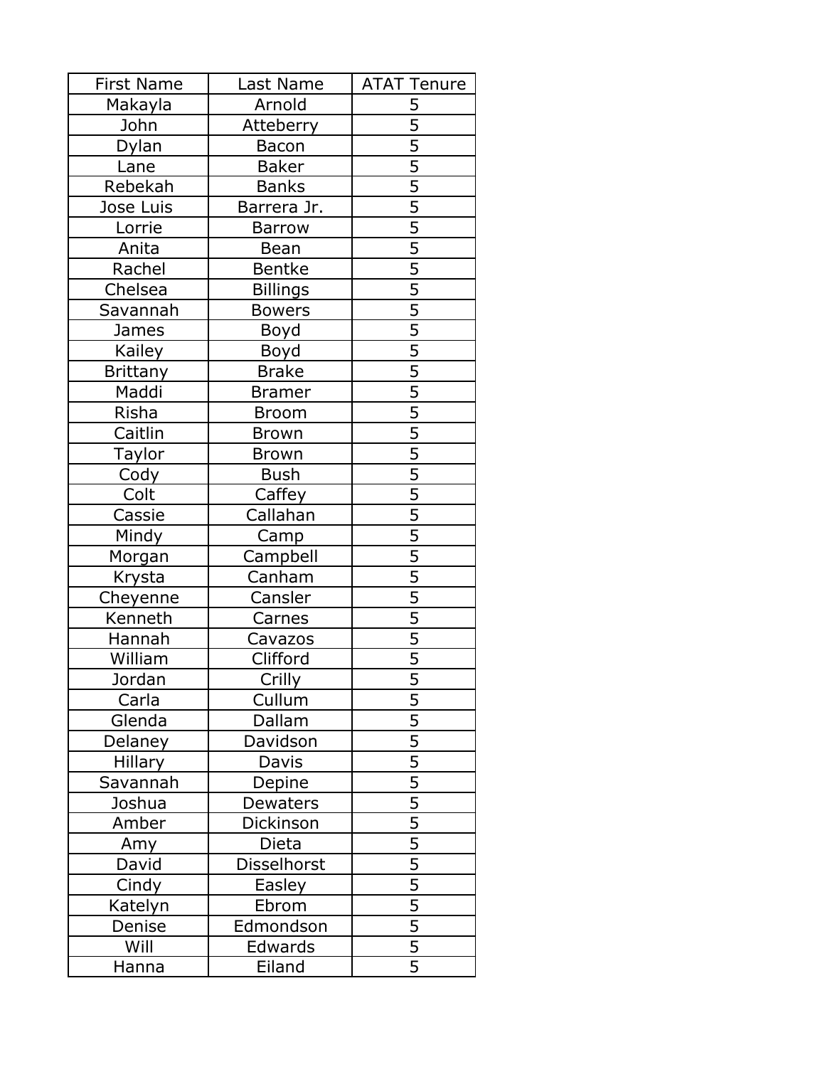| First Name | Last Name | ATAT Tenure |
|---|---|---|
| Makayla | Arnold | 5 |
| John | Atteberry | 5 |
| Dylan | Bacon | 5 |
| Lane | Baker | 5 |
| Rebekah | Banks | 5 |
| Jose Luis | Barrera Jr. | 5 |
| Lorrie | Barrow | 5 |
| Anita | Bean | 5 |
| Rachel | Bentke | 5 |
| Chelsea | Billings | 5 |
| Savannah | Bowers | 5 |
| James | Boyd | 5 |
| Kailey | Boyd | 5 |
| Brittany | Brake | 5 |
| Maddi | Bramer | 5 |
| Risha | Broom | 5 |
| Caitlin | Brown | 5 |
| Taylor | Brown | 5 |
| Cody | Bush | 5 |
| Colt | Caffey | 5 |
| Cassie | Callahan | 5 |
| Mindy | Camp | 5 |
| Morgan | Campbell | 5 |
| Krysta | Canham | 5 |
| Cheyenne | Cansler | 5 |
| Kenneth | Carnes | 5 |
| Hannah | Cavazos | 5 |
| William | Clifford | 5 |
| Jordan | Crilly | 5 |
| Carla | Cullum | 5 |
| Glenda | Dallam | 5 |
| Delaney | Davidson | 5 |
| Hillary | Davis | 5 |
| Savannah | Depine | 5 |
| Joshua | Dewaters | 5 |
| Amber | Dickinson | 5 |
| Amy | Dieta | 5 |
| David | Disselhorst | 5 |
| Cindy | Easley | 5 |
| Katelyn | Ebrom | 5 |
| Denise | Edmondson | 5 |
| Will | Edwards | 5 |
| Hanna | Eiland | 5 |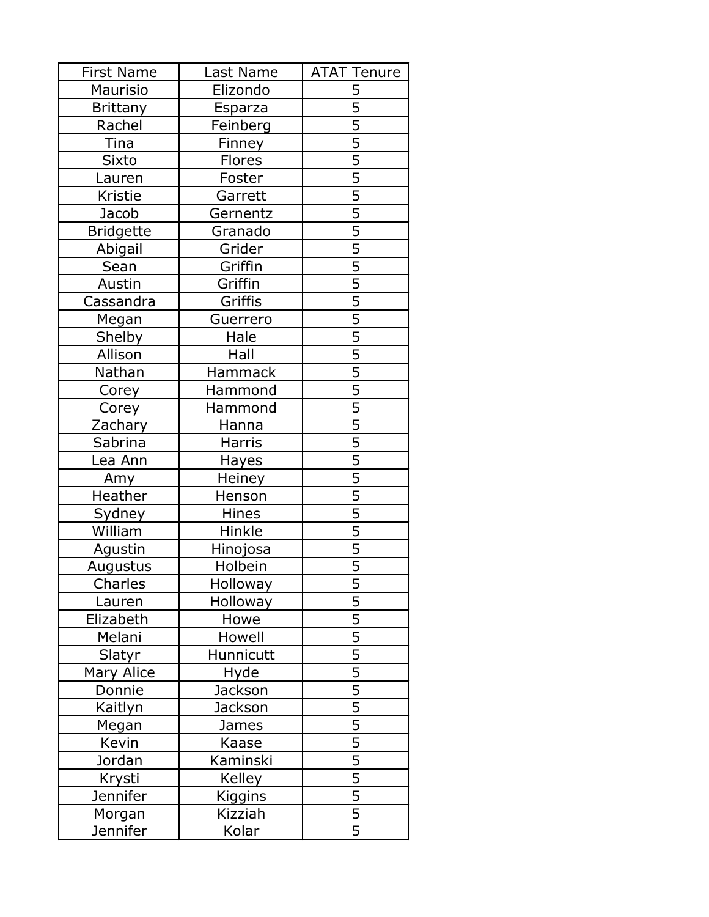| First Name | Last Name | ATAT Tenure |
| --- | --- | --- |
| Maurisio | Elizondo | 5 |
| Brittany | Esparza | 5 |
| Rachel | Feinberg | 5 |
| Tina | Finney | 5 |
| Sixto | Flores | 5 |
| Lauren | Foster | 5 |
| Kristie | Garrett | 5 |
| Jacob | Gernentz | 5 |
| Bridgette | Granado | 5 |
| Abigail | Grider | 5 |
| Sean | Griffin | 5 |
| Austin | Griffin | 5 |
| Cassandra | Griffis | 5 |
| Megan | Guerrero | 5 |
| Shelby | Hale | 5 |
| Allison | Hall | 5 |
| Nathan | Hammack | 5 |
| Corey | Hammond | 5 |
| Corey | Hammond | 5 |
| Zachary | Hanna | 5 |
| Sabrina | Harris | 5 |
| Lea Ann | Hayes | 5 |
| Amy | Heiney | 5 |
| Heather | Henson | 5 |
| Sydney | Hines | 5 |
| William | Hinkle | 5 |
| Agustin | Hinojosa | 5 |
| Augustus | Holbein | 5 |
| Charles | Holloway | 5 |
| Lauren | Holloway | 5 |
| Elizabeth | Howe | 5 |
| Melani | Howell | 5 |
| Slatyr | Hunnicutt | 5 |
| Mary Alice | Hyde | 5 |
| Donnie | Jackson | 5 |
| Kaitlyn | Jackson | 5 |
| Megan | James | 5 |
| Kevin | Kaase | 5 |
| Jordan | Kaminski | 5 |
| Krysti | Kelley | 5 |
| Jennifer | Kiggins | 5 |
| Morgan | Kizziah | 5 |
| Jennifer | Kolar | 5 |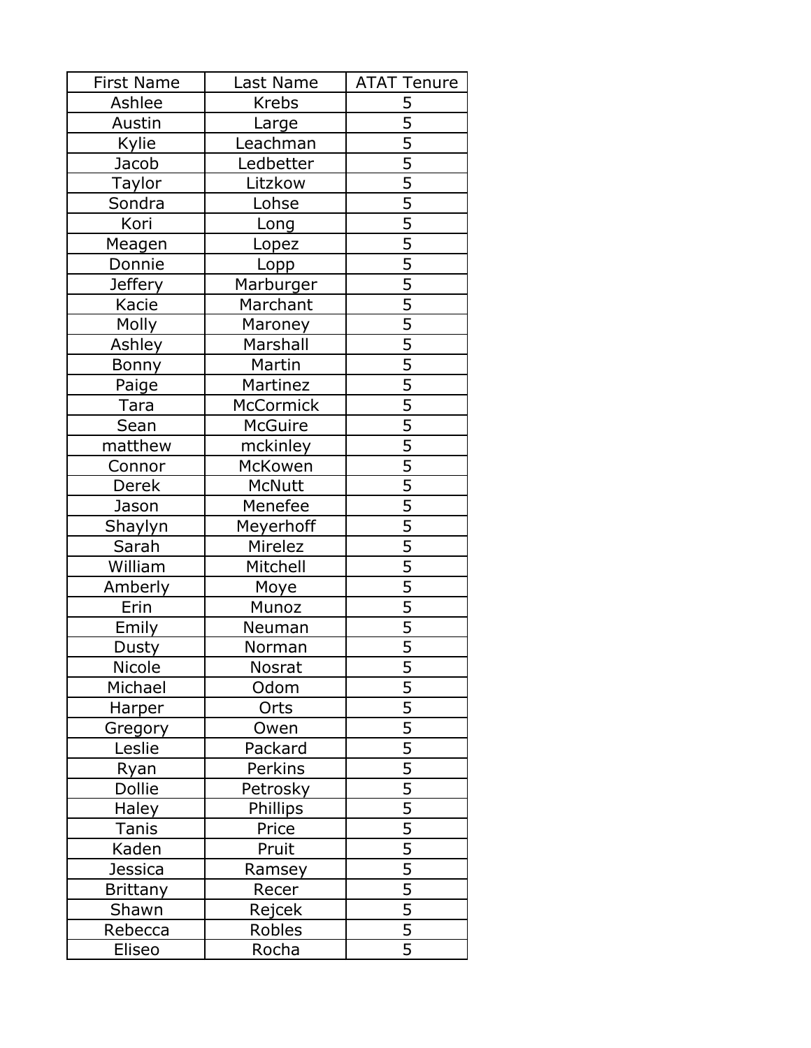| First Name | Last Name | ATAT Tenure |
|---|---|---|
| Ashlee | Krebs | 5 |
| Austin | Large | 5 |
| Kylie | Leachman | 5 |
| Jacob | Ledbetter | 5 |
| Taylor | Litzkow | 5 |
| Sondra | Lohse | 5 |
| Kori | Long | 5 |
| Meagen | Lopez | 5 |
| Donnie | Lopp | 5 |
| Jeffery | Marburger | 5 |
| Kacie | Marchant | 5 |
| Molly | Maroney | 5 |
| Ashley | Marshall | 5 |
| Bonny | Martin | 5 |
| Paige | Martinez | 5 |
| Tara | McCormick | 5 |
| Sean | McGuire | 5 |
| matthew | mckinley | 5 |
| Connor | McKowen | 5 |
| Derek | McNutt | 5 |
| Jason | Menefee | 5 |
| Shaylyn | Meyerhoff | 5 |
| Sarah | Mirelez | 5 |
| William | Mitchell | 5 |
| Amberly | Moye | 5 |
| Erin | Munoz | 5 |
| Emily | Neuman | 5 |
| Dusty | Norman | 5 |
| Nicole | Nosrat | 5 |
| Michael | Odom | 5 |
| Harper | Orts | 5 |
| Gregory | Owen | 5 |
| Leslie | Packard | 5 |
| Ryan | Perkins | 5 |
| Dollie | Petrosky | 5 |
| Haley | Phillips | 5 |
| Tanis | Price | 5 |
| Kaden | Pruit | 5 |
| Jessica | Ramsey | 5 |
| Brittany | Recer | 5 |
| Shawn | Rejcek | 5 |
| Rebecca | Robles | 5 |
| Eliseo | Rocha | 5 |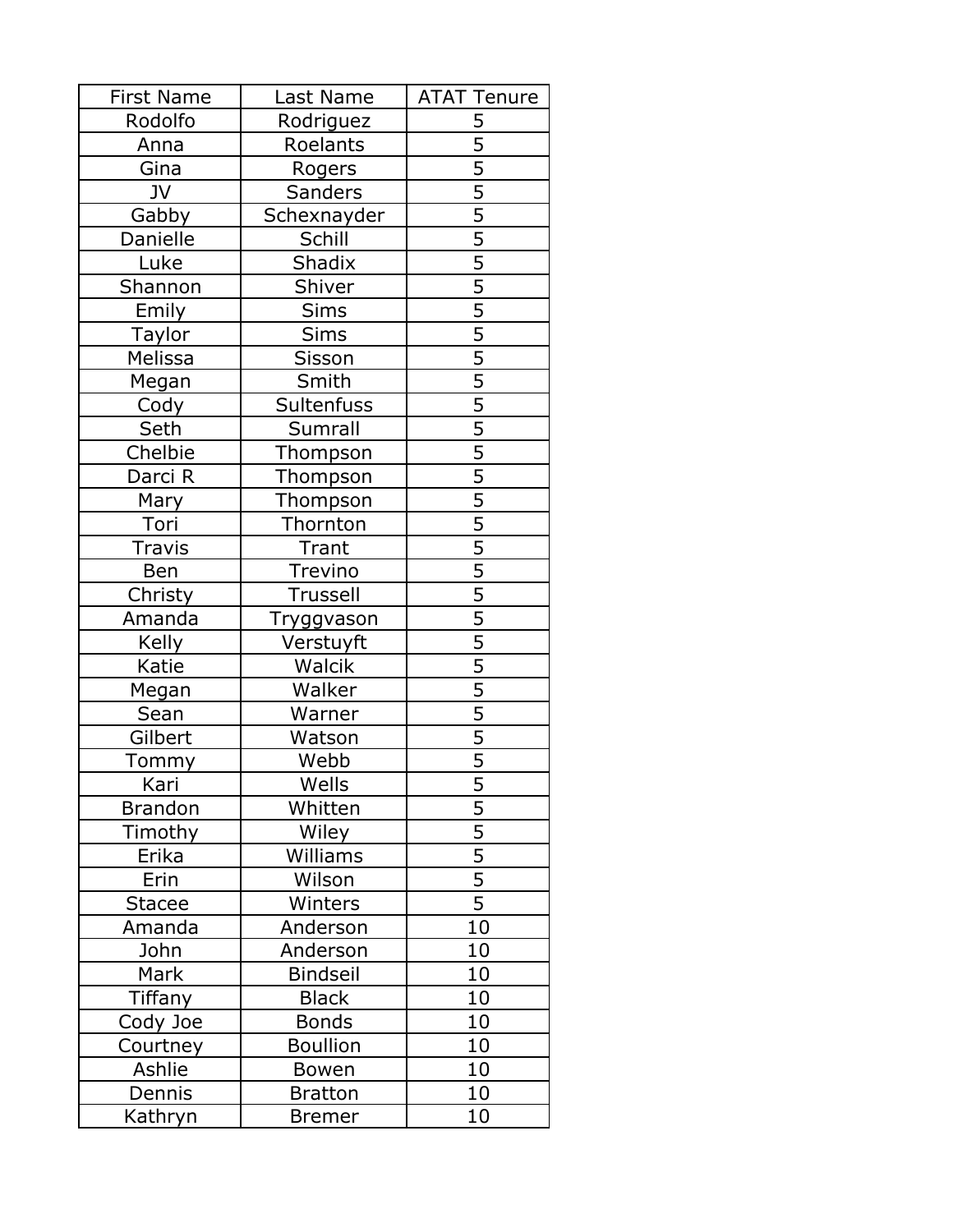| First Name | Last Name | ATAT Tenure |
| --- | --- | --- |
| Rodolfo | Rodriguez | 5 |
| Anna | Roelants | 5 |
| Gina | Rogers | 5 |
| JV | Sanders | 5 |
| Gabby | Schexnayder | 5 |
| Danielle | Schill | 5 |
| Luke | Shadix | 5 |
| Shannon | Shiver | 5 |
| Emily | Sims | 5 |
| Taylor | Sims | 5 |
| Melissa | Sisson | 5 |
| Megan | Smith | 5 |
| Cody | Sultenfuss | 5 |
| Seth | Sumrall | 5 |
| Chelbie | Thompson | 5 |
| Darci R | Thompson | 5 |
| Mary | Thompson | 5 |
| Tori | Thornton | 5 |
| Travis | Trant | 5 |
| Ben | Trevino | 5 |
| Christy | Trussell | 5 |
| Amanda | Tryggvason | 5 |
| Kelly | Verstuyft | 5 |
| Katie | Walcik | 5 |
| Megan | Walker | 5 |
| Sean | Warner | 5 |
| Gilbert | Watson | 5 |
| Tommy | Webb | 5 |
| Kari | Wells | 5 |
| Brandon | Whitten | 5 |
| Timothy | Wiley | 5 |
| Erika | Williams | 5 |
| Erin | Wilson | 5 |
| Stacee | Winters | 5 |
| Amanda | Anderson | 10 |
| John | Anderson | 10 |
| Mark | Bindseil | 10 |
| Tiffany | Black | 10 |
| Cody Joe | Bonds | 10 |
| Courtney | Boullion | 10 |
| Ashlie | Bowen | 10 |
| Dennis | Bratton | 10 |
| Kathryn | Bremer | 10 |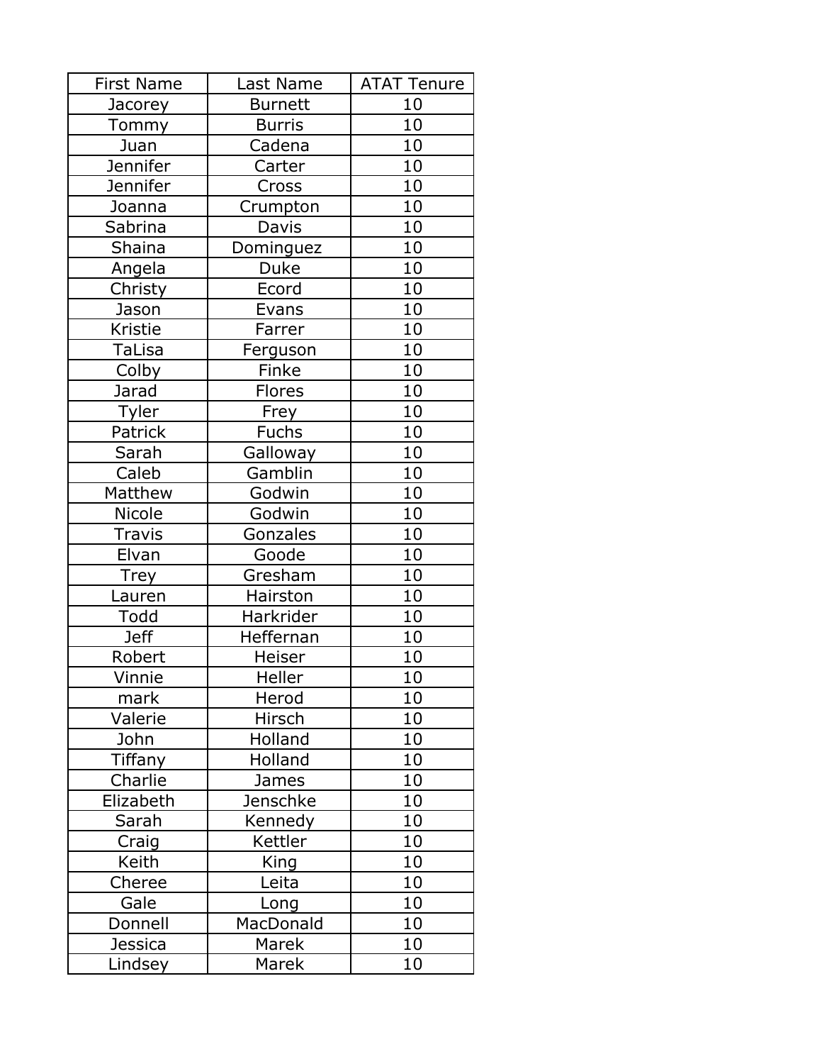| First Name | Last Name | ATAT Tenure |
| --- | --- | --- |
| Jacorey | Burnett | 10 |
| Tommy | Burris | 10 |
| Juan | Cadena | 10 |
| Jennifer | Carter | 10 |
| Jennifer | Cross | 10 |
| Joanna | Crumpton | 10 |
| Sabrina | Davis | 10 |
| Shaina | Dominguez | 10 |
| Angela | Duke | 10 |
| Christy | Ecord | 10 |
| Jason | Evans | 10 |
| Kristie | Farrer | 10 |
| TaLisa | Ferguson | 10 |
| Colby | Finke | 10 |
| Jarad | Flores | 10 |
| Tyler | Frey | 10 |
| Patrick | Fuchs | 10 |
| Sarah | Galloway | 10 |
| Caleb | Gamblin | 10 |
| Matthew | Godwin | 10 |
| Nicole | Godwin | 10 |
| Travis | Gonzales | 10 |
| Elvan | Goode | 10 |
| Trey | Gresham | 10 |
| Lauren | Hairston | 10 |
| Todd | Harkrider | 10 |
| Jeff | Heffernan | 10 |
| Robert | Heiser | 10 |
| Vinnie | Heller | 10 |
| mark | Herod | 10 |
| Valerie | Hirsch | 10 |
| John | Holland | 10 |
| Tiffany | Holland | 10 |
| Charlie | James | 10 |
| Elizabeth | Jenschke | 10 |
| Sarah | Kennedy | 10 |
| Craig | Kettler | 10 |
| Keith | King | 10 |
| Cheree | Leita | 10 |
| Gale | Long | 10 |
| Donnell | MacDonald | 10 |
| Jessica | Marek | 10 |
| Lindsey | Marek | 10 |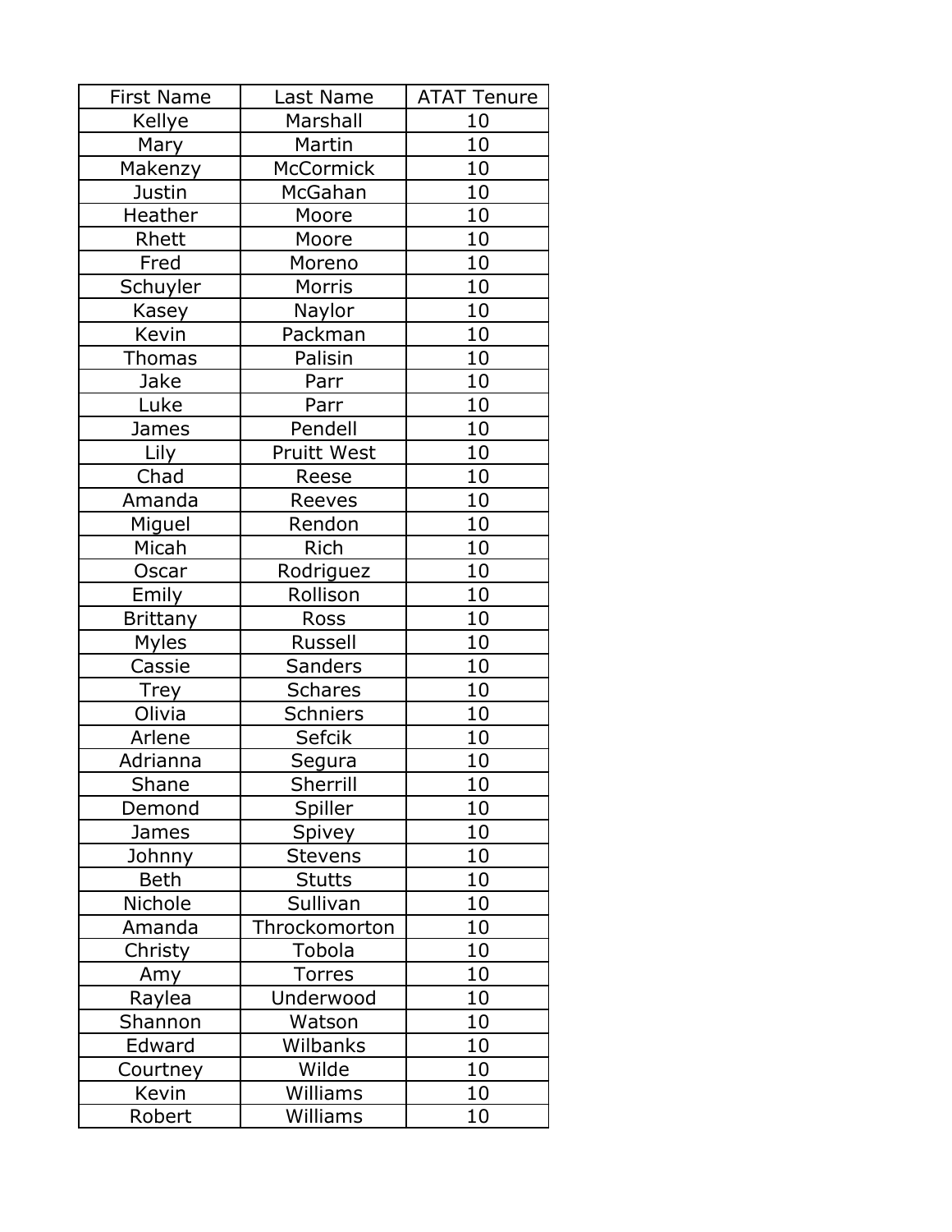| First Name | Last Name | ATAT Tenure |
|---|---|---|
| Kellye | Marshall | 10 |
| Mary | Martin | 10 |
| Makenzy | McCormick | 10 |
| Justin | McGahan | 10 |
| Heather | Moore | 10 |
| Rhett | Moore | 10 |
| Fred | Moreno | 10 |
| Schuyler | Morris | 10 |
| Kasey | Naylor | 10 |
| Kevin | Packman | 10 |
| Thomas | Palisin | 10 |
| Jake | Parr | 10 |
| Luke | Parr | 10 |
| James | Pendell | 10 |
| Lily | Pruitt West | 10 |
| Chad | Reese | 10 |
| Amanda | Reeves | 10 |
| Miguel | Rendon | 10 |
| Micah | Rich | 10 |
| Oscar | Rodriguez | 10 |
| Emily | Rollison | 10 |
| Brittany | Ross | 10 |
| Myles | Russell | 10 |
| Cassie | Sanders | 10 |
| Trey | Schares | 10 |
| Olivia | Schniers | 10 |
| Arlene | Sefcik | 10 |
| Adrianna | Segura | 10 |
| Shane | Sherrill | 10 |
| Demond | Spiller | 10 |
| James | Spivey | 10 |
| Johnny | Stevens | 10 |
| Beth | Stutts | 10 |
| Nichole | Sullivan | 10 |
| Amanda | Throckomorton | 10 |
| Christy | Tobola | 10 |
| Amy | Torres | 10 |
| Raylea | Underwood | 10 |
| Shannon | Watson | 10 |
| Edward | Wilbanks | 10 |
| Courtney | Wilde | 10 |
| Kevin | Williams | 10 |
| Robert | Williams | 10 |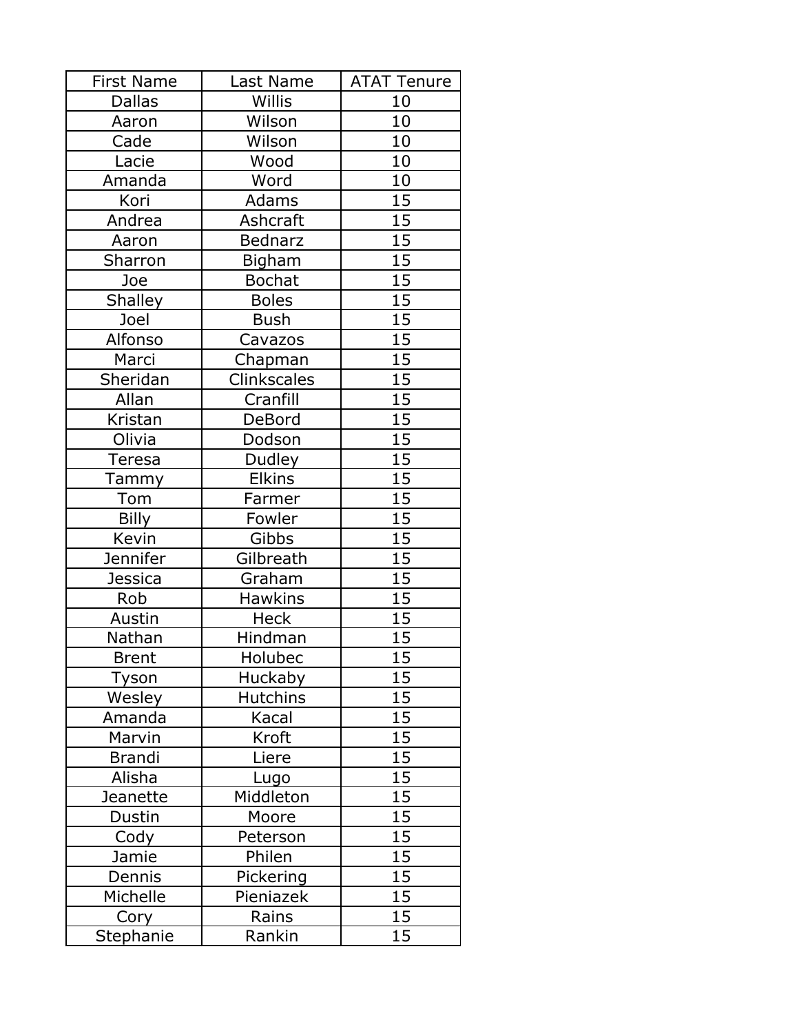| First Name | Last Name | ATAT Tenure |
|---|---|---|
| Dallas | Willis | 10 |
| Aaron | Wilson | 10 |
| Cade | Wilson | 10 |
| Lacie | Wood | 10 |
| Amanda | Word | 10 |
| Kori | Adams | 15 |
| Andrea | Ashcraft | 15 |
| Aaron | Bednarz | 15 |
| Sharron | Bigham | 15 |
| Joe | Bochat | 15 |
| Shalley | Boles | 15 |
| Joel | Bush | 15 |
| Alfonso | Cavazos | 15 |
| Marci | Chapman | 15 |
| Sheridan | Clinkscales | 15 |
| Allan | Cranfill | 15 |
| Kristan | DeBord | 15 |
| Olivia | Dodson | 15 |
| Teresa | Dudley | 15 |
| Tammy | Elkins | 15 |
| Tom | Farmer | 15 |
| Billy | Fowler | 15 |
| Kevin | Gibbs | 15 |
| Jennifer | Gilbreath | 15 |
| Jessica | Graham | 15 |
| Rob | Hawkins | 15 |
| Austin | Heck | 15 |
| Nathan | Hindman | 15 |
| Brent | Holubec | 15 |
| Tyson | Huckaby | 15 |
| Wesley | Hutchins | 15 |
| Amanda | Kacal | 15 |
| Marvin | Kroft | 15 |
| Brandi | Liere | 15 |
| Alisha | Lugo | 15 |
| Jeanette | Middleton | 15 |
| Dustin | Moore | 15 |
| Cody | Peterson | 15 |
| Jamie | Philen | 15 |
| Dennis | Pickering | 15 |
| Michelle | Pieniazek | 15 |
| Cory | Rains | 15 |
| Stephanie | Rankin | 15 |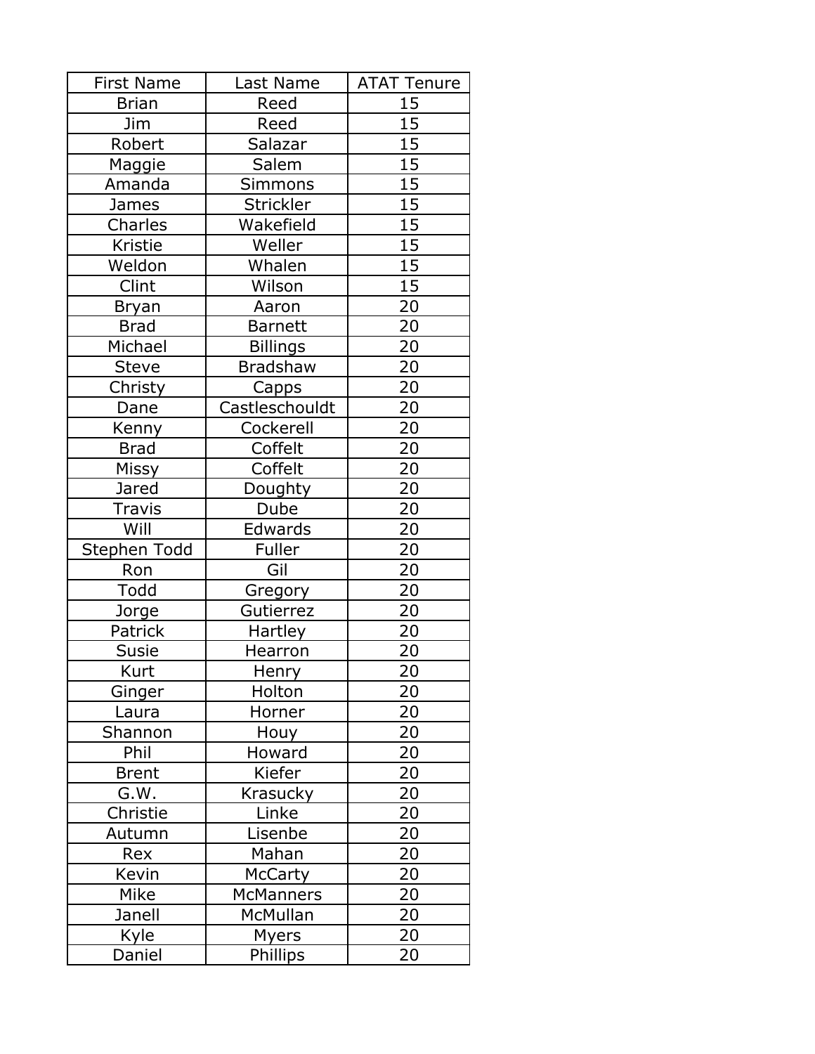| First Name | Last Name | ATAT Tenure |
| --- | --- | --- |
| Brian | Reed | 15 |
| Jim | Reed | 15 |
| Robert | Salazar | 15 |
| Maggie | Salem | 15 |
| Amanda | Simmons | 15 |
| James | Strickler | 15 |
| Charles | Wakefield | 15 |
| Kristie | Weller | 15 |
| Weldon | Whalen | 15 |
| Clint | Wilson | 15 |
| Bryan | Aaron | 20 |
| Brad | Barnett | 20 |
| Michael | Billings | 20 |
| Steve | Bradshaw | 20 |
| Christy | Capps | 20 |
| Dane | Castleschouldt | 20 |
| Kenny | Cockerell | 20 |
| Brad | Coffelt | 20 |
| Missy | Coffelt | 20 |
| Jared | Doughty | 20 |
| Travis | Dube | 20 |
| Will | Edwards | 20 |
| Stephen Todd | Fuller | 20 |
| Ron | Gil | 20 |
| Todd | Gregory | 20 |
| Jorge | Gutierrez | 20 |
| Patrick | Hartley | 20 |
| Susie | Hearron | 20 |
| Kurt | Henry | 20 |
| Ginger | Holton | 20 |
| Laura | Horner | 20 |
| Shannon | Houy | 20 |
| Phil | Howard | 20 |
| Brent | Kiefer | 20 |
| G.W. | Krasucky | 20 |
| Christie | Linke | 20 |
| Autumn | Lisenbe | 20 |
| Rex | Mahan | 20 |
| Kevin | McCarty | 20 |
| Mike | McManners | 20 |
| Janell | McMullan | 20 |
| Kyle | Myers | 20 |
| Daniel | Phillips | 20 |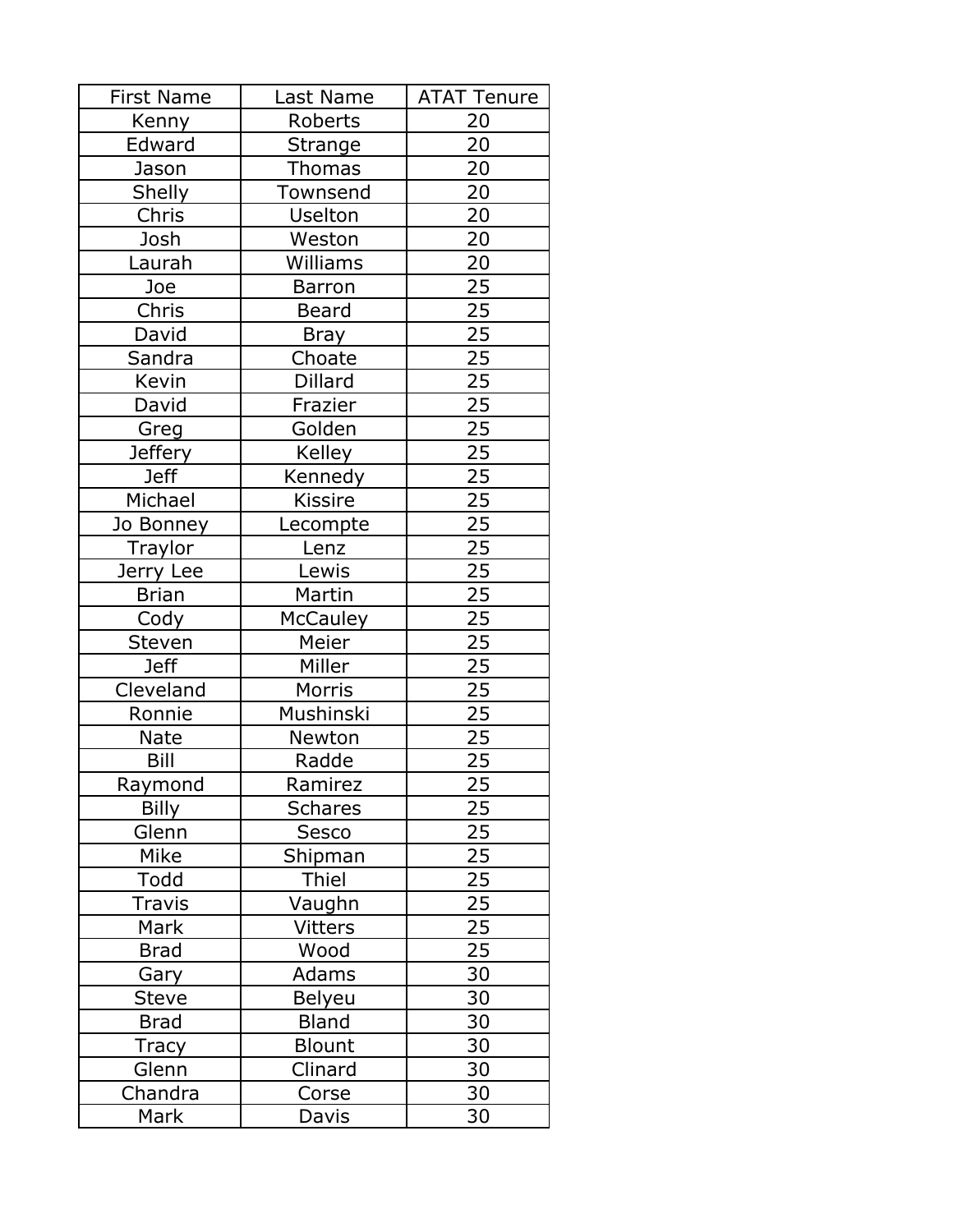| First Name | Last Name | ATAT Tenure |
| --- | --- | --- |
| Kenny | Roberts | 20 |
| Edward | Strange | 20 |
| Jason | Thomas | 20 |
| Shelly | Townsend | 20 |
| Chris | Uselton | 20 |
| Josh | Weston | 20 |
| Laurah | Williams | 20 |
| Joe | Barron | 25 |
| Chris | Beard | 25 |
| David | Bray | 25 |
| Sandra | Choate | 25 |
| Kevin | Dillard | 25 |
| David | Frazier | 25 |
| Greg | Golden | 25 |
| Jeffery | Kelley | 25 |
| Jeff | Kennedy | 25 |
| Michael | Kissire | 25 |
| Jo Bonney | Lecompte | 25 |
| Traylor | Lenz | 25 |
| Jerry Lee | Lewis | 25 |
| Brian | Martin | 25 |
| Cody | McCauley | 25 |
| Steven | Meier | 25 |
| Jeff | Miller | 25 |
| Cleveland | Morris | 25 |
| Ronnie | Mushinski | 25 |
| Nate | Newton | 25 |
| Bill | Radde | 25 |
| Raymond | Ramirez | 25 |
| Billy | Schares | 25 |
| Glenn | Sesco | 25 |
| Mike | Shipman | 25 |
| Todd | Thiel | 25 |
| Travis | Vaughn | 25 |
| Mark | Vitters | 25 |
| Brad | Wood | 25 |
| Gary | Adams | 30 |
| Steve | Belyeu | 30 |
| Brad | Bland | 30 |
| Tracy | Blount | 30 |
| Glenn | Clinard | 30 |
| Chandra | Corse | 30 |
| Mark | Davis | 30 |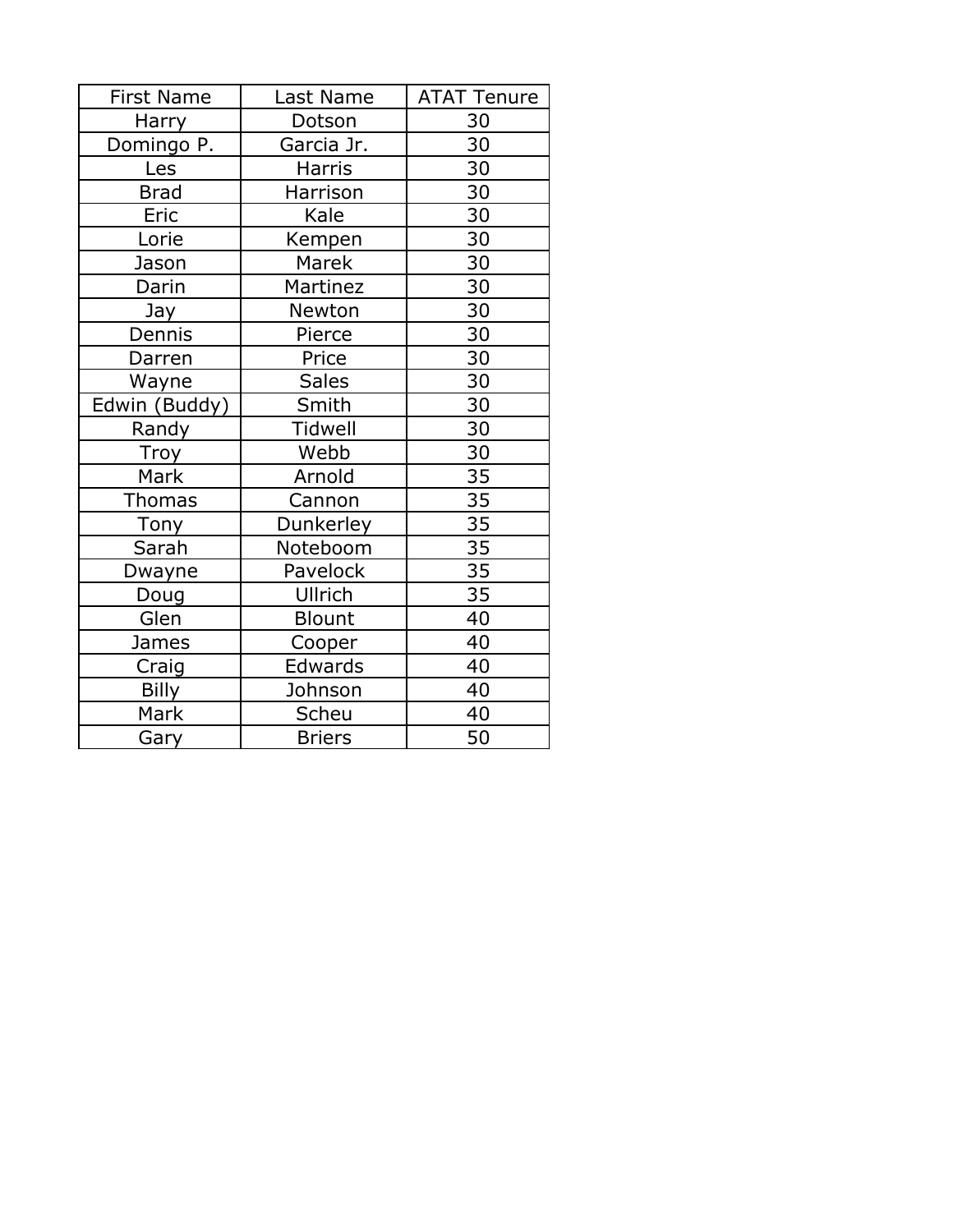| First Name | Last Name | ATAT Tenure |
| --- | --- | --- |
| Harry | Dotson | 30 |
| Domingo P. | Garcia Jr. | 30 |
| Les | Harris | 30 |
| Brad | Harrison | 30 |
| Eric | Kale | 30 |
| Lorie | Kempen | 30 |
| Jason | Marek | 30 |
| Darin | Martinez | 30 |
| Jay | Newton | 30 |
| Dennis | Pierce | 30 |
| Darren | Price | 30 |
| Wayne | Sales | 30 |
| Edwin (Buddy) | Smith | 30 |
| Randy | Tidwell | 30 |
| Troy | Webb | 30 |
| Mark | Arnold | 35 |
| Thomas | Cannon | 35 |
| Tony | Dunkerley | 35 |
| Sarah | Noteboom | 35 |
| Dwayne | Pavelock | 35 |
| Doug | Ullrich | 35 |
| Glen | Blount | 40 |
| James | Cooper | 40 |
| Craig | Edwards | 40 |
| Billy | Johnson | 40 |
| Mark | Scheu | 40 |
| Gary | Briers | 50 |